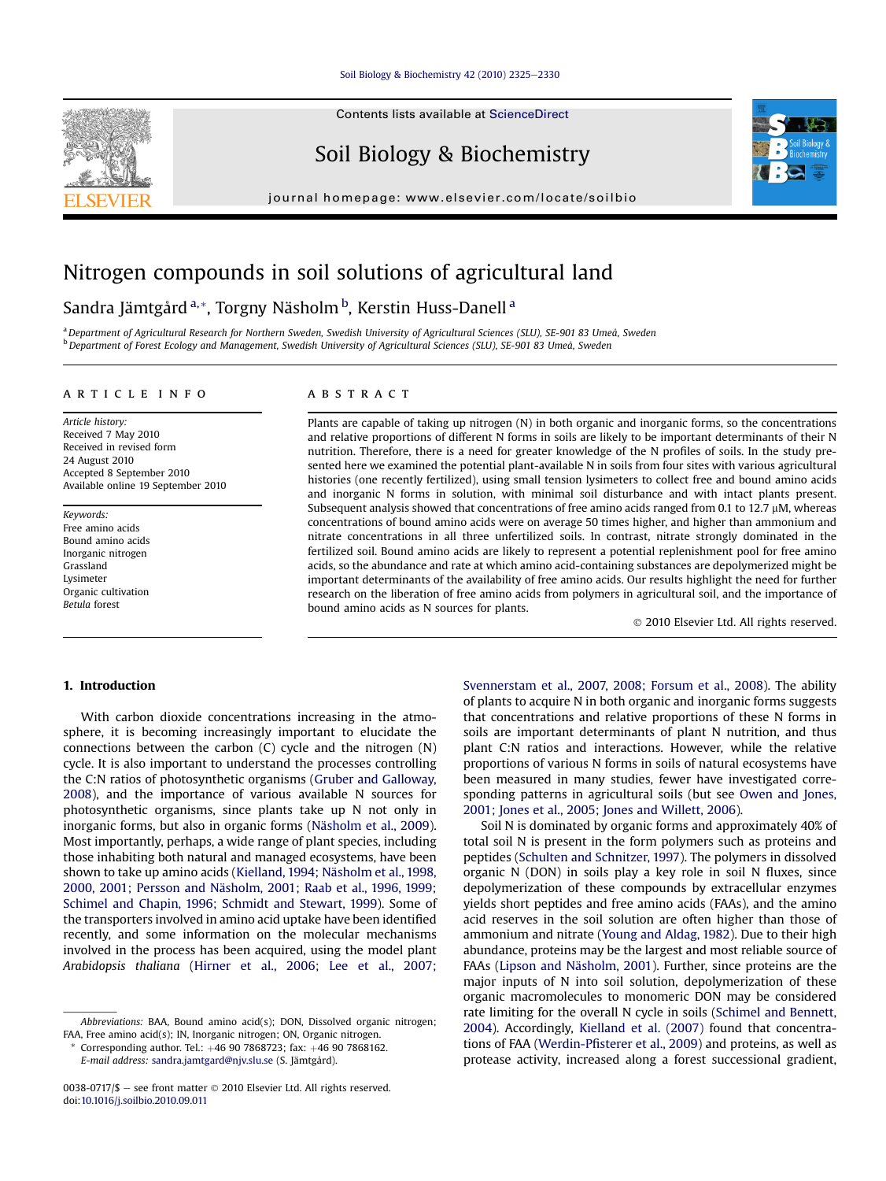# Nitrogen compounds in soil solutions of agricultural land

Sandra Jämtgård [a,*], Torgny Näsholm [b], Kerstin Huss-Danell [a]

[a] Department of Agricultural Research for Northern Sweden, Swedish University of Agricultural Sciences (SLU), SE-901 83 Umeå, Sweden
[b] Department of Forest Ecology and Management, Swedish University of Agricultural Sciences (SLU), SE-901 83 Umeå, Sweden

## ARTICLE INFO

*Article history:*
Received 7 May 2010
Received in revised form
24 August 2010
Accepted 8 September 2010
Available online 19 September 2010

*Keywords:*
Free amino acids
Bound amino acids
Inorganic nitrogen
Grassland
Lysimeter
Organic cultivation
*Betula* forest

## ABSTRACT

Plants are capable of taking up nitrogen (N) in both organic and inorganic forms, so the concentrations and relative proportions of different N forms in soils are likely to be important determinants of their N nutrition. Therefore, there is a need for greater knowledge of the N profiles of soils. In the study presented here we examined the potential plant-available N in soils from four sites with various agricultural histories (one recently fertilized), using small tension lysimeters to collect free and bound amino acids and inorganic N forms in solution, with minimal soil disturbance and with intact plants present. Subsequent analysis showed that concentrations of free amino acids ranged from 0.1 to 12.7 μM, whereas concentrations of bound amino acids were on average 50 times higher, and higher than ammonium and nitrate concentrations in all three unfertilized soils. In contrast, nitrate strongly dominated in the fertilized soil. Bound amino acids are likely to represent a potential replenishment pool for free amino acids, so the abundance and rate at which amino acid-containing substances are depolymerized might be important determinants of the availability of free amino acids. Our results highlight the need for further research on the liberation of free amino acids from polymers in agricultural soil, and the importance of bound amino acids as N sources for plants.

© 2010 Elsevier Ltd. All rights reserved.

## 1. Introduction

With carbon dioxide concentrations increasing in the atmosphere, it is becoming increasingly important to elucidate the connections between the carbon (C) cycle and the nitrogen (N) cycle. It is also important to understand the processes controlling the C:N ratios of photosynthetic organisms (Gruber and Galloway, 2008), and the importance of various available N sources for photosynthetic organisms, since plants take up N not only in inorganic forms, but also in organic forms (Näsholm et al., 2009). Most importantly, perhaps, a wide range of plant species, including those inhabiting both natural and managed ecosystems, have been shown to take up amino acids (Kielland, 1994; Näsholm et al., 1998, 2000, 2001; Persson and Näsholm, 2001; Raab et al., 1996, 1999; Schimel and Chapin, 1996; Schmidt and Stewart, 1999). Some of the transporters involved in amino acid uptake have been identified recently, and some information on the molecular mechanisms involved in the process has been acquired, using the model plant *Arabidopsis thaliana* (Hirner et al., 2006; Lee et al., 2007; Svennerstam et al., 2007, 2008; Forsum et al., 2008). The ability of plants to acquire N in both organic and inorganic forms suggests that concentrations and relative proportions of these N forms in soils are important determinants of plant N nutrition, and thus plant C:N ratios and interactions. However, while the relative proportions of various N forms in soils of natural ecosystems have been measured in many studies, fewer have investigated corresponding patterns in agricultural soils (but see Owen and Jones, 2001; Jones et al., 2005; Jones and Willett, 2006).

Soil N is dominated by organic forms and approximately 40% of total soil N is present in the form polymers such as proteins and peptides (Schulten and Schnitzer, 1997). The polymers in dissolved organic N (DON) in soils play a key role in soil N fluxes, since depolymerization of these compounds by extracellular enzymes yields short peptides and free amino acids (FAAs), and the amino acid reserves in the soil solution are often higher than those of ammonium and nitrate (Young and Aldag, 1982). Due to their high abundance, proteins may be the largest and most reliable source of FAAs (Lipson and Näsholm, 2001). Further, since proteins are the major inputs of N into soil solution, depolymerization of these organic macromolecules to monomeric DON may be considered rate limiting for the overall N cycle in soils (Schimel and Bennett, 2004). Accordingly, Kielland et al. (2007) found that concentrations of FAA (Werdin-Pfisterer et al., 2009) and proteins, as well as protease activity, increased along a forest successional gradient,

---

Abbreviations: BAA, Bound amino acid(s); DON, Dissolved organic nitrogen; FAA, Free amino acid(s); IN, Inorganic nitrogen; ON, Organic nitrogen.

\* Corresponding author. Tel.: +46 90 7868723; fax: +46 90 7868162.
*E-mail address:* sandra.jamtgard@njv.slu.se (S. Jämtgård).

0038-0717/$ – see front matter © 2010 Elsevier Ltd. All rights reserved.
doi:10.1016/j.soilbio.2010.09.011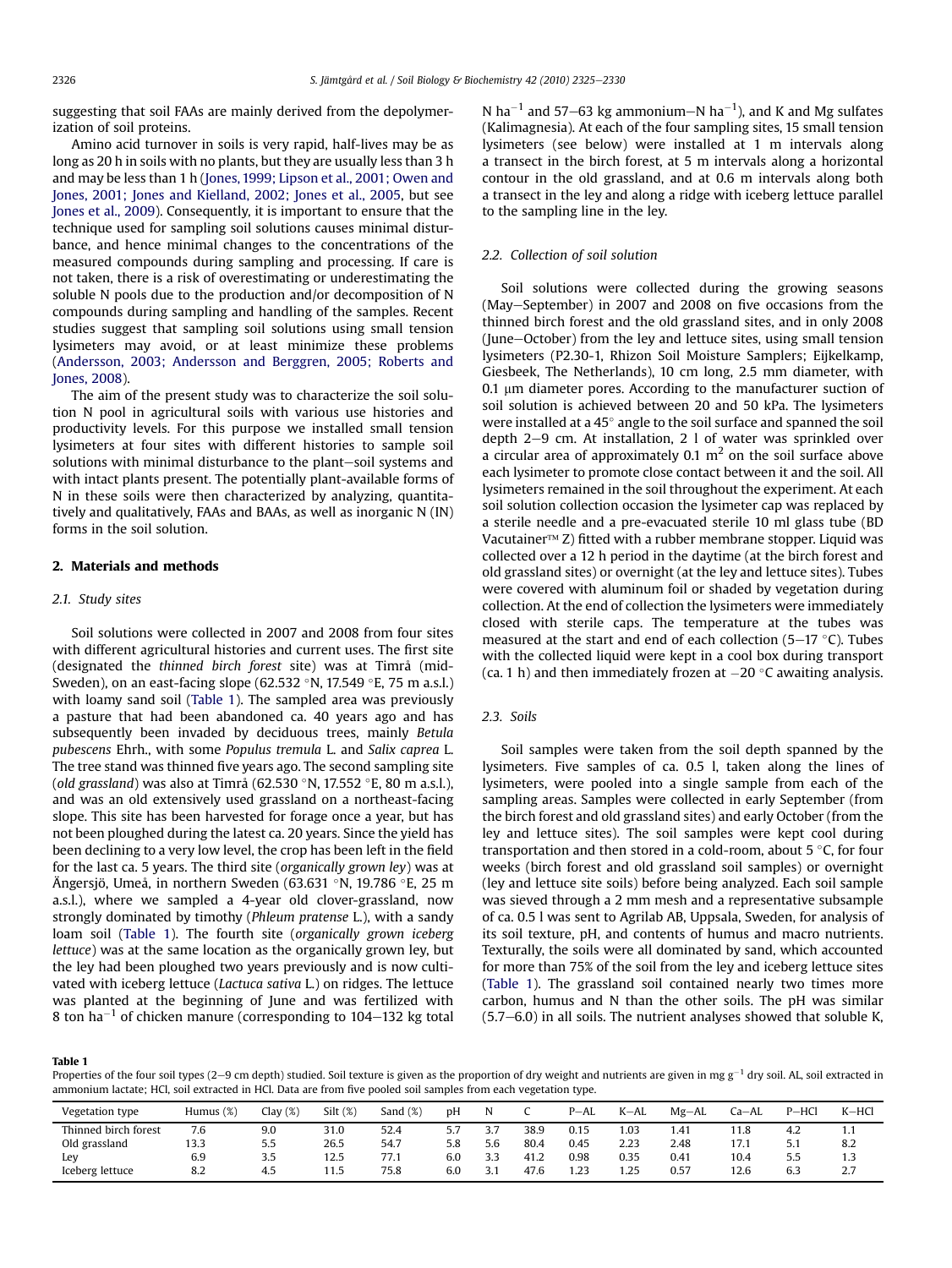suggesting that soil FAAs are mainly derived from the depolymerization of soil proteins.

Amino acid turnover in soils is very rapid, half-lives may be as long as 20 h in soils with no plants, but they are usually less than 3 h and may be less than 1 h (Jones, 1999; Lipson et al., 2001; Owen and Jones, 2001; Jones and Kielland, 2002; Jones et al., 2005, but see Jones et al., 2009). Consequently, it is important to ensure that the technique used for sampling soil solutions causes minimal disturbance, and hence minimal changes to the concentrations of the measured compounds during sampling and processing. If care is not taken, there is a risk of overestimating or underestimating the soluble N pools due to the production and/or decomposition of N compounds during sampling and handling of the samples. Recent studies suggest that sampling soil solutions using small tension lysimeters may avoid, or at least minimize these problems (Andersson, 2003; Andersson and Berggren, 2005; Roberts and Jones, 2008).

The aim of the present study was to characterize the soil solution N pool in agricultural soils with various use histories and productivity levels. For this purpose we installed small tension lysimeters at four sites with different histories to sample soil solutions with minimal disturbance to the plant–soil systems and with intact plants present. The potentially plant-available forms of N in these soils were then characterized by analyzing, quantitatively and qualitatively, FAAs and BAAs, as well as inorganic N (IN) forms in the soil solution.

## 2. Materials and methods

### 2.1. Study sites

Soil solutions were collected in 2007 and 2008 from four sites with different agricultural histories and current uses. The first site (designated the *thinned birch forest* site) was at Timrå (mid-Sweden), on an east-facing slope (62.532 °N, 17.549 °E, 75 m a.s.l.) with loamy sand soil (Table 1). The sampled area was previously a pasture that had been abandoned ca. 40 years ago and has subsequently been invaded by deciduous trees, mainly *Betula pubescens* Ehrh., with some *Populus tremula* L. and *Salix caprea* L. The tree stand was thinned five years ago. The second sampling site (*old grassland*) was also at Timrå (62.530 °N, 17.552 °E, 80 m a.s.l.), and was an old extensively used grassland on a northeast-facing slope. This site has been harvested for forage once a year, but has not been ploughed during the latest ca. 20 years. Since the yield has been declining to a very low level, the crop has been left in the field for the last ca. 5 years. The third site (*organically grown ley*) was at Ängersjö, Umeå, in northern Sweden (63.631 °N, 19.786 °E, 25 m a.s.l.), where we sampled a 4-year old clover-grassland, now strongly dominated by timothy (*Phleum pratense* L.), with a sandy loam soil (Table 1). The fourth site (*organically grown iceberg lettuce*) was at the same location as the organically grown ley, but the ley had been ploughed two years previously and is now cultivated with iceberg lettuce (*Lactuca sativa* L.) on ridges. The lettuce was planted at the beginning of June and was fertilized with 8 ton ha$^{-1}$ of chicken manure (corresponding to 104–132 kg total N ha$^{-1}$ and 57–63 kg ammonium–N ha$^{-1}$), and K and Mg sulfates (Kalimagnesia). At each of the four sampling sites, 15 small tension lysimeters (see below) were installed at 1 m intervals along a transect in the birch forest, at 5 m intervals along a horizontal contour in the old grassland, and at 0.6 m intervals along both a transect in the ley and along a ridge with iceberg lettuce parallel to the sampling line in the ley.

### 2.2. Collection of soil solution

Soil solutions were collected during the growing seasons (May–September) in 2007 and 2008 on five occasions from the thinned birch forest and the old grassland sites, and in only 2008 (June–October) from the ley and lettuce sites, using small tension lysimeters (P2.30-1, Rhizon Soil Moisture Samplers; Eijkelkamp, Giesbeek, The Netherlands), 10 cm long, 2.5 mm diameter, with 0.1 μm diameter pores. According to the manufacturer suction of soil solution is achieved between 20 and 50 kPa. The lysimeters were installed at a 45° angle to the soil surface and spanned the soil depth 2–9 cm. At installation, 2 l of water was sprinkled over a circular area of approximately 0.1 m$^2$ on the soil surface above each lysimeter to promote close contact between it and the soil. All lysimeters remained in the soil throughout the experiment. At each soil solution collection occasion the lysimeter cap was replaced by a sterile needle and a pre-evacuated sterile 10 ml glass tube (BD Vacutainer™ Z) fitted with a rubber membrane stopper. Liquid was collected over a 12 h period in the daytime (at the birch forest and old grassland sites) or overnight (at the ley and lettuce sites). Tubes were covered with aluminum foil or shaded by vegetation during collection. At the end of collection the lysimeters were immediately closed with sterile caps. The temperature at the tubes was measured at the start and end of each collection (5–17 °C). Tubes with the collected liquid were kept in a cool box during transport (ca. 1 h) and then immediately frozen at −20 °C awaiting analysis.

### 2.3. Soils

Soil samples were taken from the soil depth spanned by the lysimeters. Five samples of ca. 0.5 l, taken along the lines of lysimeters, were pooled into a single sample from each of the sampling areas. Samples were collected in early September (from the birch forest and old grassland sites) and early October (from the ley and lettuce sites). The soil samples were kept cool during transportation and then stored in a cold-room, about 5 °C, for four weeks (birch forest and old grassland soil samples) or overnight (ley and lettuce site soils) before being analyzed. Each soil sample was sieved through a 2 mm mesh and a representative subsample of ca. 0.5 l was sent to Agrilab AB, Uppsala, Sweden, for analysis of its soil texture, pH, and contents of humus and macro nutrients. Texturally, the soils were all dominated by sand, which accounted for more than 75% of the soil from the ley and iceberg lettuce sites (Table 1). The grassland soil contained nearly two times more carbon, humus and N than the other soils. The pH was similar (5.7–6.0) in all soils. The nutrient analyses showed that soluble K,

**Table 1**
Properties of the four soil types (2–9 cm depth) studied. Soil texture is given as the proportion of dry weight and nutrients are given in mg g$^{-1}$ dry soil. AL, soil extracted in ammonium lactate; HCl, soil extracted in HCl. Data are from five pooled soil samples from each vegetation type.

| Vegetation type | Humus (%) | Clay (%) | Silt (%) | Sand (%) | pH | N | C | P–AL | K–AL | Mg–AL | Ca–AL | P–HCl | K–HCl |
|---|---|---|---|---|---|---|---|---|---|---|---|---|---|
| Thinned birch forest | 7.6 | 9.0 | 31.0 | 52.4 | 5.7 | 3.7 | 38.9 | 0.15 | 1.03 | 1.41 | 11.8 | 4.2 | 1.1 |
| Old grassland | 13.3 | 5.5 | 26.5 | 54.7 | 5.8 | 5.6 | 80.4 | 0.45 | 2.23 | 2.48 | 17.1 | 5.1 | 8.2 |
| Ley | 6.9 | 3.5 | 12.5 | 77.1 | 6.0 | 3.3 | 41.2 | 0.98 | 0.35 | 0.41 | 10.4 | 5.5 | 1.3 |
| Iceberg lettuce | 8.2 | 4.5 | 11.5 | 75.8 | 6.0 | 3.1 | 47.6 | 1.23 | 1.25 | 0.57 | 12.6 | 6.3 | 2.7 |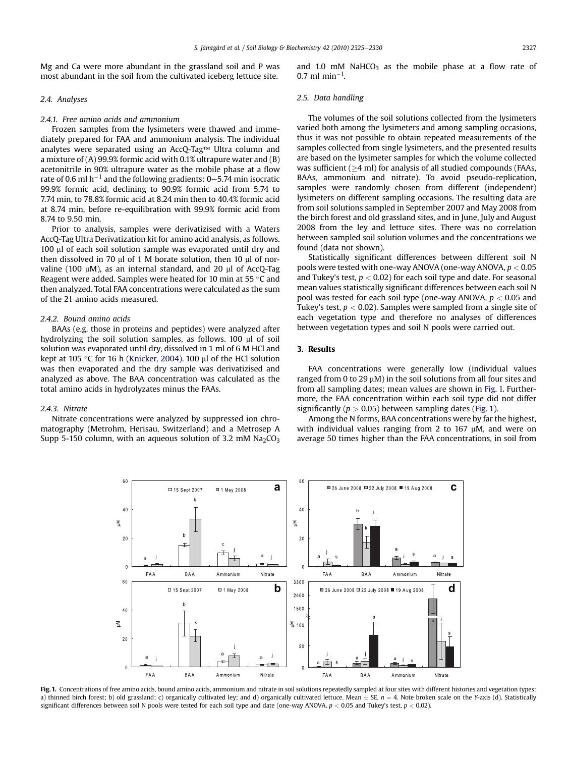Mg and Ca were more abundant in the grassland soil and P was most abundant in the soil from the cultivated iceberg lettuce site.

### 2.4. Analyses

#### 2.4.1. Free amino acids and ammonium

Frozen samples from the lysimeters were thawed and immediately prepared for FAA and ammonium analysis. The individual analytes were separated using an AccQ-Tag™ Ultra column and a mixture of (A) 99.9% formic acid with 0.1% ultrapure water and (B) acetonitrile in 90% ultrapure water as the mobile phase at a flow rate of 0.6 ml $h^{-1}$ and the following gradients: 0–5.74 min isocratic 99.9% formic acid, declining to 90.9% formic acid from 5.74 to 7.74 min, to 78.8% formic acid at 8.24 min then to 40.4% formic acid at 8.74 min, before re-equilibration with 99.9% formic acid from 8.74 to 9.50 min.

Prior to analysis, samples were derivatizised with a Waters AccQ-Tag Ultra Derivatization kit for amino acid analysis, as follows. 100 μl of each soil solution sample was evaporated until dry and then dissolved in 70 μl of 1 M borate solution, then 10 μl of norvaline (100 μM), as an internal standard, and 20 μl of AccQ-Tag Reagent were added. Samples were heated for 10 min at 55 °C and then analyzed. Total FAA concentrations were calculated as the sum of the 21 amino acids measured.

#### 2.4.2. Bound amino acids

BAAs (e.g. those in proteins and peptides) were analyzed after hydrolyzing the soil solution samples, as follows. 100 μl of soil solution was evaporated until dry, dissolved in 1 ml of 6 M HCl and kept at 105 °C for 16 h (Knicker, 2004). 100 μl of the HCl solution was then evaporated and the dry sample was derivatizised and analyzed as above. The BAA concentration was calculated as the total amino acids in hydrolyzates minus the FAAs.

#### 2.4.3. Nitrate

Nitrate concentrations were analyzed by suppressed ion chromatography (Metrohm, Herisau, Switzerland) and a Metrosep A Supp 5-150 column, with an aqueous solution of 3.2 mM $Na_2CO_3$ and 1.0 mM $NaHCO_3$ as the mobile phase at a flow rate of 0.7 ml $min^{-1}$.

### 2.5. Data handling

The volumes of the soil solutions collected from the lysimeters varied both among the lysimeters and among sampling occasions, thus it was not possible to obtain repeated measurements of the samples collected from single lysimeters, and the presented results are based on the lysimeter samples for which the volume collected was sufficient (≥4 ml) for analysis of all studied compounds (FAAs, BAAs, ammonium and nitrate). To avoid pseudo-replication, samples were randomly chosen from different (independent) lysimeters on different sampling occasions. The resulting data are from soil solutions sampled in September 2007 and May 2008 from the birch forest and old grassland sites, and in June, July and August 2008 from the ley and lettuce sites. There was no correlation between sampled soil solution volumes and the concentrations we found (data not shown).

Statistically significant differences between different soil N pools were tested with one-way ANOVA (one-way ANOVA, $p < 0.05$ and Tukey's test, $p < 0.02$) for each soil type and date. For seasonal mean values statistically significant differences between each soil N pool was tested for each soil type (one-way ANOVA, $p < 0.05$ and Tukey's test, $p < 0.02$). Samples were sampled from a single site of each vegetation type and therefore no analyses of differences between vegetation types and soil N pools were carried out.

## 3. Results

FAA concentrations were generally low (individual values ranged from 0 to 29 μM) in the soil solutions from all four sites and from all sampling dates; mean values are shown in Fig. 1. Furthermore, the FAA concentration within each soil type did not differ significantly ($p > 0.05$) between sampling dates (Fig. 1).

Among the N forms, BAA concentrations were by far the highest, with individual values ranging from 2 to 167 μM, and were on average 50 times higher than the FAA concentrations, in soil from

**Fig. 1.** Concentrations of free amino acids, bound amino acids, ammonium and nitrate in soil solutions repeatedly sampled at four sites with different histories and vegetation types: a) thinned birch forest; b) old grassland; c) organically cultivated ley; and d) organically cultivated lettuce. Mean ± SE, $n = 4$. Note broken scale on the Y-axis (d). Statistically significant differences between soil N pools were tested for each soil type and date (one-way ANOVA, $p < 0.05$ and Tukey's test, $p < 0.02$).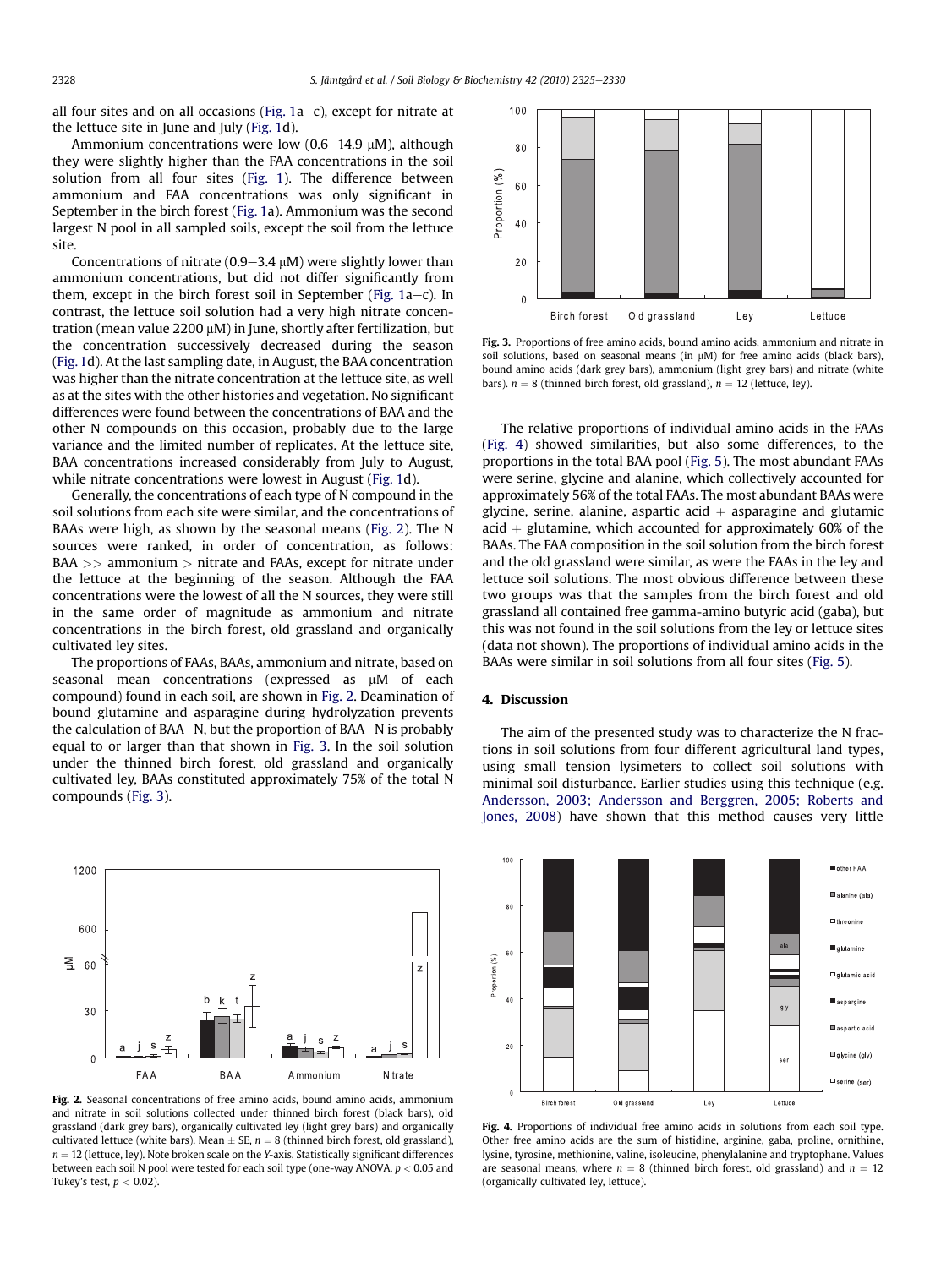all four sites and on all occasions (Fig. 1a–c), except for nitrate at the lettuce site in June and July (Fig. 1d).

Ammonium concentrations were low (0.6–14.9 μM), although they were slightly higher than the FAA concentrations in the soil solution from all four sites (Fig. 1). The difference between ammonium and FAA concentrations was only significant in September in the birch forest (Fig. 1a). Ammonium was the second largest N pool in all sampled soils, except the soil from the lettuce site.

Concentrations of nitrate (0.9–3.4 μM) were slightly lower than ammonium concentrations, but did not differ significantly from them, except in the birch forest soil in September (Fig. 1a–c). In contrast, the lettuce soil solution had a very high nitrate concentration (mean value 2200 μM) in June, shortly after fertilization, but the concentration successively decreased during the season (Fig. 1d). At the last sampling date, in August, the BAA concentration was higher than the nitrate concentration at the lettuce site, as well as at the sites with the other histories and vegetation. No significant differences were found between the concentrations of BAA and the other N compounds on this occasion, probably due to the large variance and the limited number of replicates. At the lettuce site, BAA concentrations increased considerably from July to August, while nitrate concentrations were lowest in August (Fig. 1d).

Generally, the concentrations of each type of N compound in the soil solutions from each site were similar, and the concentrations of BAAs were high, as shown by the seasonal means (Fig. 2). The N sources were ranked, in order of concentration, as follows: BAA >> ammonium > nitrate and FAAs, except for nitrate under the lettuce at the beginning of the season. Although the FAA concentrations were the lowest of all the N sources, they were still in the same order of magnitude as ammonium and nitrate concentrations in the birch forest, old grassland and organically cultivated ley sites.

The proportions of FAAs, BAAs, ammonium and nitrate, based on seasonal mean concentrations (expressed as μM of each compound) found in each soil, are shown in Fig. 2. Deamination of bound glutamine and asparagine during hydrolyzation prevents the calculation of BAA–N, but the proportion of BAA–N is probably equal to or larger than that shown in Fig. 3. In the soil solution under the thinned birch forest, old grassland and organically cultivated ley, BAAs constituted approximately 75% of the total N compounds (Fig. 3).

**Fig. 3.** Proportions of free amino acids, bound amino acids, ammonium and nitrate in soil solutions, based on seasonal means (in μM) for free amino acids (black bars), bound amino acids (dark grey bars), ammonium (light grey bars) and nitrate (white bars). $n = 8$ (thinned birch forest, old grassland), $n = 12$ (lettuce, ley).

The relative proportions of individual amino acids in the FAAs (Fig. 4) showed similarities, but also some differences, to the proportions in the total BAA pool (Fig. 5). The most abundant FAAs were serine, glycine and alanine, which collectively accounted for approximately 56% of the total FAAs. The most abundant BAAs were glycine, serine, alanine, aspartic acid + asparagine and glutamic acid + glutamine, which accounted for approximately 60% of the BAAs. The FAA composition in the soil solution from the birch forest and the old grassland were similar, as were the FAAs in the ley and lettuce soil solutions. The most obvious difference between these two groups was that the samples from the birch forest and old grassland all contained free gamma-amino butyric acid (gaba), but this was not found in the soil solutions from the ley or lettuce sites (data not shown). The proportions of individual amino acids in the BAAs were similar in soil solutions from all four sites (Fig. 5).

## 4. Discussion

The aim of the presented study was to characterize the N fractions in soil solutions from four different agricultural land types, using small tension lysimeters to collect soil solutions with minimal soil disturbance. Earlier studies using this technique (e.g. Andersson, 2003; Andersson and Berggren, 2005; Roberts and Jones, 2008) have shown that this method causes very little

**Fig. 2.** Seasonal concentrations of free amino acids, bound amino acids, ammonium and nitrate in soil solutions collected under thinned birch forest (black bars), old grassland (dark grey bars), organically cultivated ley (light grey bars) and organically cultivated lettuce (white bars). Mean ± SE, $n = 8$ (thinned birch forest, old grassland), $n = 12$ (lettuce, ley). Note broken scale on the Y-axis. Statistically significant differences between each soil N pool were tested for each soil type (one-way ANOVA, $p < 0.05$ and Tukey's test, $p < 0.02$).

**Fig. 4.** Proportions of individual free amino acids in solutions from each soil type. Other free amino acids are the sum of histidine, arginine, gaba, proline, ornithine, lysine, tyrosine, methionine, valine, isoleucine, phenylalanine and tryptophane. Values are seasonal means, where $n = 8$ (thinned birch forest, old grassland) and $n = 12$ (organically cultivated ley, lettuce).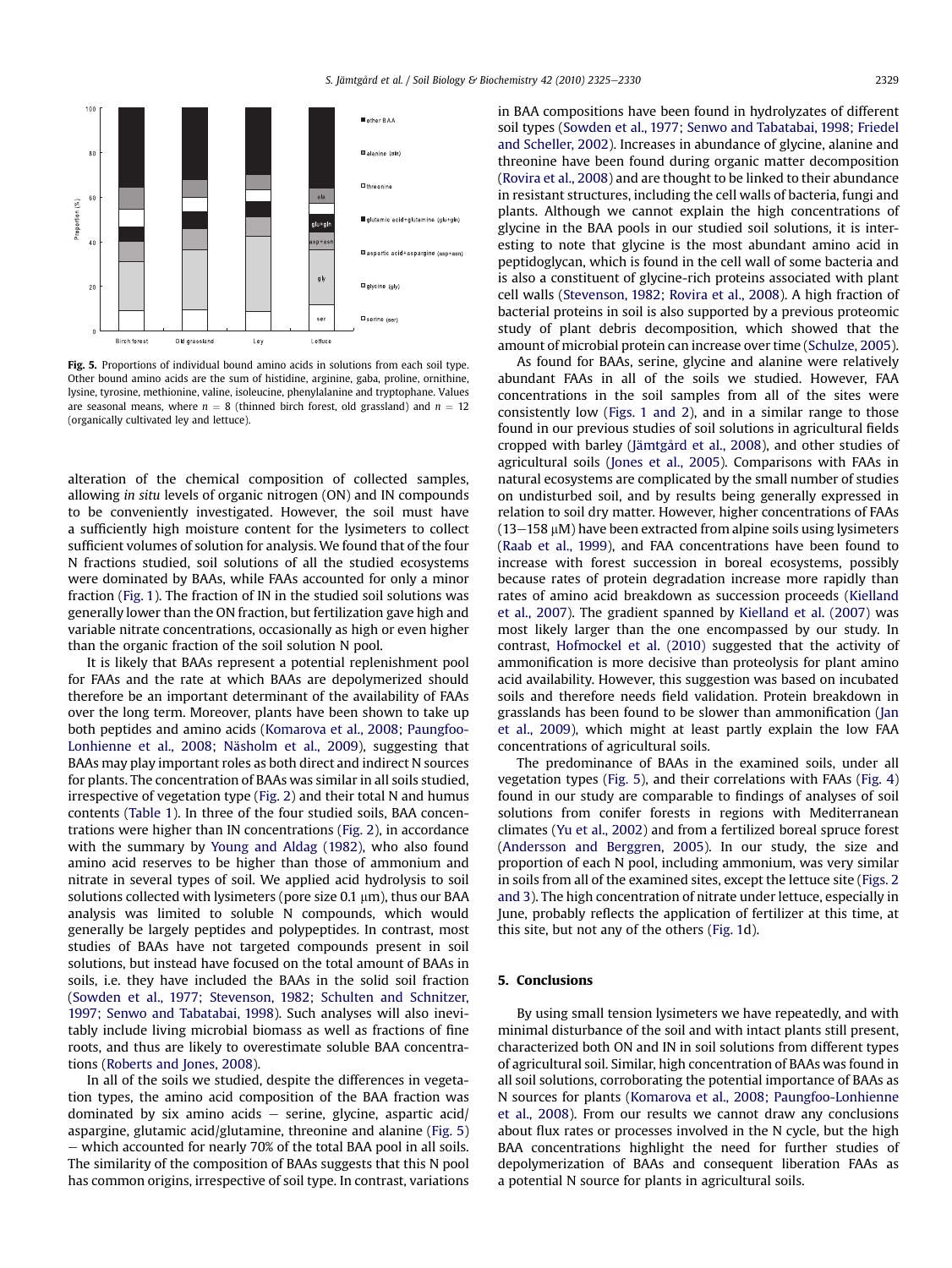Fig. 5. Proportions of individual bound amino acids in solutions from each soil type. Other bound amino acids are the sum of histidine, arginine, gaba, proline, ornithine, lysine, tyrosine, methionine, valine, isoleucine, phenylalanine and tryptophane. Values are seasonal means, where $n = 8$ (thinned birch forest, old grassland) and $n = 12$ (organically cultivated ley and lettuce).

alteration of the chemical composition of collected samples, allowing *in situ* levels of organic nitrogen (ON) and IN compounds to be conveniently investigated. However, the soil must have a sufficiently high moisture content for the lysimeters to collect sufficient volumes of solution for analysis. We found that of the four N fractions studied, soil solutions of all the studied ecosystems were dominated by BAAs, while FAAs accounted for only a minor fraction (Fig. 1). The fraction of IN in the studied soil solutions was generally lower than the ON fraction, but fertilization gave high and variable nitrate concentrations, occasionally as high or even higher than the organic fraction of the soil solution N pool.

It is likely that BAAs represent a potential replenishment pool for FAAs and the rate at which BAAs are depolymerized should therefore be an important determinant of the availability of FAAs over the long term. Moreover, plants have been shown to take up both peptides and amino acids (Komarova et al., 2008; Paungfoo-Lonhienne et al., 2008; Näsholm et al., 2009), suggesting that BAAs may play important roles as both direct and indirect N sources for plants. The concentration of BAAs was similar in all soils studied, irrespective of vegetation type (Fig. 2) and their total N and humus contents (Table 1). In three of the four studied soils, BAA concentrations were higher than IN concentrations (Fig. 2), in accordance with the summary by Young and Aldag (1982), who also found amino acid reserves to be higher than those of ammonium and nitrate in several types of soil. We applied acid hydrolysis to soil solutions collected with lysimeters (pore size 0.1 μm), thus our BAA analysis was limited to soluble N compounds, which would generally be largely peptides and polypeptides. In contrast, most studies of BAAs have not targeted compounds present in soil solutions, but instead have focused on the total amount of BAAs in soils, i.e. they have included the BAAs in the solid soil fraction (Sowden et al., 1977; Stevenson, 1982; Schulten and Schnitzer, 1997; Senwo and Tabatabai, 1998). Such analyses will also inevitably include living microbial biomass as well as fractions of fine roots, and thus are likely to overestimate soluble BAA concentrations (Roberts and Jones, 2008).

In all of the soils we studied, despite the differences in vegetation types, the amino acid composition of the BAA fraction was dominated by six amino acids – serine, glycine, aspartic acid/aspargine, glutamic acid/glutamine, threonine and alanine (Fig. 5) – which accounted for nearly 70% of the total BAA pool in all soils. The similarity of the composition of BAAs suggests that this N pool has common origins, irrespective of soil type. In contrast, variations in BAA compositions have been found in hydrolyzates of different soil types (Sowden et al., 1977; Senwo and Tabatabai, 1998; Friedel and Scheller, 2002). Increases in abundance of glycine, alanine and threonine have been found during organic matter decomposition (Rovira et al., 2008) and are thought to be linked to their abundance in resistant structures, including the cell walls of bacteria, fungi and plants. Although we cannot explain the high concentrations of glycine in the BAA pools in our studied soil solutions, it is interesting to note that glycine is the most abundant amino acid in peptidoglycan, which is found in the cell wall of some bacteria and is also a constituent of glycine-rich proteins associated with plant cell walls (Stevenson, 1982; Rovira et al., 2008). A high fraction of bacterial proteins in soil is also supported by a previous proteomic study of plant debris decomposition, which showed that the amount of microbial protein can increase over time (Schulze, 2005).

As found for BAAs, serine, glycine and alanine were relatively abundant FAAs in all of the soils we studied. However, FAA concentrations in the soil samples from all of the sites were consistently low (Figs. 1 and 2), and in a similar range to those found in our previous studies of soil solutions in agricultural fields cropped with barley (Jämtgård et al., 2008), and other studies of agricultural soils (Jones et al., 2005). Comparisons with FAAs in natural ecosystems are complicated by the small number of studies on undisturbed soil, and by results being generally expressed in relation to soil dry matter. However, higher concentrations of FAAs (13–158 μM) have been extracted from alpine soils using lysimeters (Raab et al., 1999), and FAA concentrations have been found to increase with forest succession in boreal ecosystems, possibly because rates of protein degradation increase more rapidly than rates of amino acid breakdown as succession proceeds (Kielland et al., 2007). The gradient spanned by Kielland et al. (2007) was most likely larger than the one encompassed by our study. In contrast, Hofmockel et al. (2010) suggested that the activity of ammonification is more decisive than proteolysis for plant amino acid availability. However, this suggestion was based on incubated soils and therefore needs field validation. Protein breakdown in grasslands has been found to be slower than ammonification (Jan et al., 2009), which might at least partly explain the low FAA concentrations of agricultural soils.

The predominance of BAAs in the examined soils, under all vegetation types (Fig. 5), and their correlations with FAAs (Fig. 4) found in our study are comparable to findings of analyses of soil solutions from conifer forests in regions with Mediterranean climates (Yu et al., 2002) and from a fertilized boreal spruce forest (Andersson and Berggren, 2005). In our study, the size and proportion of each N pool, including ammonium, was very similar in soils from all of the examined sites, except the lettuce site (Figs. 2 and 3). The high concentration of nitrate under lettuce, especially in June, probably reflects the application of fertilizer at this time, at this site, but not any of the others (Fig. 1d).

## 5. Conclusions

By using small tension lysimeters we have repeatedly, and with minimal disturbance of the soil and with intact plants still present, characterized both ON and IN in soil solutions from different types of agricultural soil. Similar, high concentration of BAAs was found in all soil solutions, corroborating the potential importance of BAAs as N sources for plants (Komarova et al., 2008; Paungfoo-Lonhienne et al., 2008). From our results we cannot draw any conclusions about flux rates or processes involved in the N cycle, but the high BAA concentrations highlight the need for further studies of depolymerization of BAAs and consequent liberation FAAs as a potential N source for plants in agricultural soils.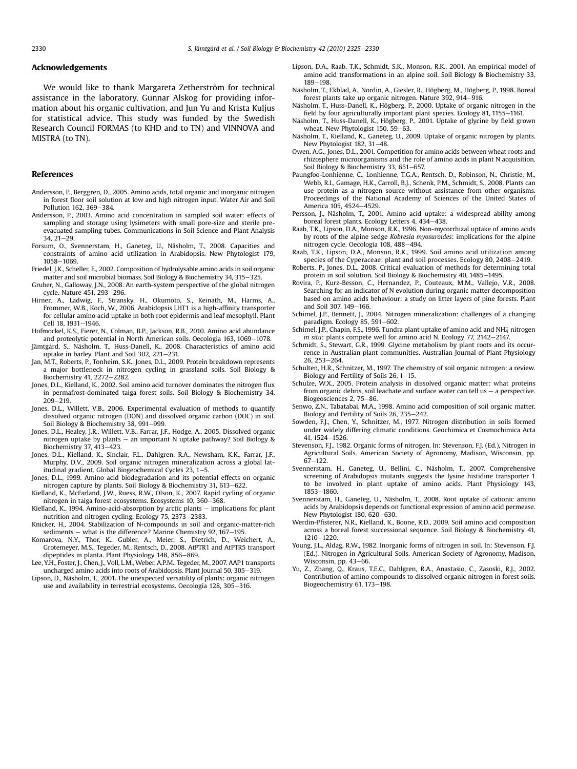## Acknowledgements

We would like to thank Margareta Zetherström for technical assistance in the laboratory, Gunnar Alskog for providing information about his organic cultivation, and Jun Yu and Krista Kuljus for statistical advice. This study was funded by the Swedish Research Council FORMAS (to KHD and to TN) and VINNOVA and MISTRA (to TN).

## References

Andersson, P., Berggren, D., 2005. Amino acids, total organic and inorganic nitrogen in forest floor soil solution at low and high nitrogen input. Water Air and Soil Pollution 162, 369–384.

Andersson, P., 2003. Amino acid concentration in sampled soil water: effects of sampling and storage using lysimeters with small pore-size and sterile pre-evacuated sampling tubes. Communications in Soil Science and Plant Analysis 34, 21–29.

Forsum, O., Svennerstam, H., Ganeteg, U., Näsholm, T., 2008. Capacities and constraints of amino acid utilization in Arabidopsis. New Phytologist 179, 1058–1069.

Friedel, J.K., Scheller, E., 2002. Composition of hydrolysable amino acids in soil organic matter and soil microbial biomass. Soil Biology & Biochemistry 34, 315–325.

Gruber, N., Galloway, J.N., 2008. An earth-system perspective of the global nitrogen cycle. Nature 451, 293–296.

Hirner, A., Ladwig, F., Stransky, H., Okumoto, S., Keinath, M., Harms, A., Frommer, W.B., Koch, W., 2006. Arabidopsis LHT1 is a high-affinity transporter for cellular amino acid uptake in both root epidermis and leaf mesophyll. Plant Cell 18, 1931–1946.

Hofmockel, K.S., Fierer, N., Colman, B.P., Jackson, R.B., 2010. Amino acid abundance and proteolytic potential in North American soils. Oecologia 163, 1069–1078.

Jämtgård, S., Näsholm, T., Huss-Danell, K., 2008. Characteristics of amino acid uptake in barley. Plant and Soil 302, 221–231.

Jan, M.T., Roberts, P., Tonheim, S.K., Jones, D.L., 2009. Protein breakdown represents a major bottleneck in nitrogen cycling in grassland soils. Soil Biology & Biochemistry 41, 2272–2282.

Jones, D.L., Kielland, K., 2002. Soil amino acid turnover dominates the nitrogen flux in permafrost-dominated taiga forest soils. Soil Biology & Biochemistry 34, 209–219.

Jones, D.L., Willett, V.B., 2006. Experimental evaluation of methods to quantify dissolved organic nitrogen (DON) and dissolved organic carbon (DOC) in soil. Soil Biology & Biochemistry 38, 991–999.

Jones, D.L., Healey, J.R., Willett, V.B., Farrar, J.F., Hodge, A., 2005. Dissolved organic nitrogen uptake by plants – an important N uptake pathway? Soil Biology & Biochemistry 37, 413–423.

Jones, D.L., Kielland, K., Sinclair, F.L., Dahlgren, R.A., Newsham, K.K., Farrar, J.F., Murphy, D.V., 2009. Soil organic nitrogen mineralization across a global latitudinal gradient. Global Biogeochemical Cycles 23, 1–5.

Jones, D.L., 1999. Amino acid biodegradation and its potential effects on organic nitrogen capture by plants. Soil Biology & Biochemistry 31, 613–622.

Kielland, K., McFarland, J.W., Ruess, R.W., Olson, K., 2007. Rapid cycling of organic nitrogen in taiga forest ecosystems. Ecosystems 10, 360–368.

Kielland, K., 1994. Amino-acid-absorption by arctic plants – implications for plant nutrition and nitrogen cycling. Ecology 75, 2373–2383.

Knicker, H., 2004. Stabilization of N-compounds in soil and organic-matter-rich sediments – what is the difference? Marine Chemistry 92, 167–195.

Komarova, N.Y., Thor, K., Gubler, A., Meier, S., Dietrich, D., Weichert, A., Grotemeyer, M.S., Tegeder, M., Rentsch, D., 2008. AtPTR1 and AtPTR5 transport dipeptides in planta. Plant Physiology 148, 856–869.

Lee, Y.H., Foster, J., Chen, J., Voll, L.M., Weber, A.P.M., Tegeder, M., 2007. AAP1 transports uncharged amino acids into roots of Arabidopsis. Plant Journal 50, 305–319.

Lipson, D., Näsholm, T., 2001. The unexpected versatility of plants: organic nitrogen use and availability in terrestrial ecosystems. Oecologia 128, 305–316.

Lipson, D.A., Raab, T.K., Schmidt, S.K., Monson, R.K., 2001. An empirical model of amino acid transformations in an alpine soil. Soil Biology & Biochemistry 33, 189–198.

Näsholm, T., Ekblad, A., Nordin, A., Giesler, R., Högberg, M., Högberg, P., 1998. Boreal forest plants take up organic nitrogen. Nature 392, 914–916.

Näsholm, T., Huss-Danell, K., Högberg, P., 2000. Uptake of organic nitrogen in the field by four agriculturally important plant species. Ecology 81, 1155–1161.

Näsholm, T., Huss-Danell, K., Högberg, P., 2001. Uptake of glycine by field grown wheat. New Phytologist 150, 59–63.

Näsholm, T., Kielland, K., Ganeteg, U., 2009. Uptake of organic nitrogen by plants. New Phytologist 182, 31–48.

Owen, A.G., Jones, D.L., 2001. Competition for amino acids between wheat roots and rhizosphere microorganisms and the role of amino acids in plant N acquisition. Soil Biology & Biochemistry 33, 651–657.

Paungfoo-Lonhienne, C., Lonhienne, T.G.A., Rentsch, D., Robinson, N., Christie, M., Webb, R.I., Gamage, H.K., Carroll, B.J., Schenk, P.M., Schmidt, S., 2008. Plants can use protein as a nitrogen source without assistance from other organisms. Proceedings of the National Academy of Sciences of the United States of America 105, 4524–4529.

Persson, J., Näsholm, T., 2001. Amino acid uptake: a widespread ability among boreal forest plants. Ecology Letters 4, 434–438.

Raab, T.K., Lipson, D.A., Monson, R.K., 1996. Non-mycorrhizal uptake of amino acids by roots of the alpine sedge *Kobresia myosuroides*: implications for the alpine nitrogen cycle. Oecologia 108, 488–494.

Raab, T.K., Lipson, D.A., Monson, R.K., 1999. Soil amino acid utilization among species of the Cyperaceae: plant and soil processes. Ecology 80, 2408–2419.

Roberts, P., Jones, D.L., 2008. Critical evaluation of methods for determining total protein in soil solution. Soil Biology & Biochemistry 40, 1485–1495.

Rovira, P., Kurz-Besson, C., Hernandez, P., Couteaux, M.M., Vallejo, V.R., 2008. Searching for an indicator of N evolution during organic matter decomposition based on amino acids behaviour: a study on litter layers of pine forests. Plant and Soil 307, 149–166.

Schimel, J.P., Bennett, J., 2004. Nitrogen mineralization: challenges of a changing paradigm. Ecology 85, 591–602.

Schimel, J.P., Chapin, F.S., 1996. Tundra plant uptake of amino acid and $NH_4^+$ nitrogen *in situ*: plants compete well for amino acid N. Ecology 77, 2142–2147.

Schmidt, S., Stewart, G.R., 1999. Glycine metabolism by plant roots and its occurrence in Australian plant communities. Australian Journal of Plant Physiology 26, 253–264.

Schulten, H.R., Schnitzer, M., 1997. The chemistry of soil organic nitrogen: a review. Biology and Fertility of Soils 26, 1–15.

Schulze, W.X., 2005. Protein analysis in dissolved organic matter: what proteins from organic debris, soil leachate and surface water can tell us – a perspective. Biogeosciences 2, 75–86.

Senwo, Z.N., Tabatabai, M.A., 1998. Amino acid composition of soil organic matter. Biology and Fertility of Soils 26, 235–242.

Sowden, F.J., Chen, Y., Schnitzer, M., 1977. Nitrogen distribution in soils formed under widely differing climatic conditions. Geochimica et Cosmochimica Acta 41, 1524–1526.

Stevenson, F.J., 1982. Organic forms of nitrogen. In: Stevenson, F.J. (Ed.), Nitrogen in Agricultural Soils. American Society of Agronomy, Madison, Wisconsin, pp. 67–122.

Svennerstam, H., Ganeteg, U., Bellini, C., Näsholm, T., 2007. Comprehensive screening of Arabidopsis mutants suggests the lysine histidine transporter 1 to be involved in plant uptake of amino acids. Plant Physiology 143, 1853–1860.

Svennerstam, H., Ganeteg, U., Näsholm, T., 2008. Root uptake of cationic amino acids by Arabidopsis depends on functional expression of amino acid permease. New Phytologist 180, 620–630.

Werdin-Pfisterer, N.R., Kielland, K., Boone, R.D., 2009. Soil amino acid composition across a boreal forest successional sequence. Soil Biology & Biochemistry 41, 1210–1220.

Young, J.L., Aldag, R.W., 1982. Inorganic forms of nitrogen in soil. In: Stevenson, F.J. (Ed.), Nitrogen in Agricultural Soils. American Society of Agronomy, Madison, Wisconsin, pp. 43–66.

Yu, Z., Zhang, Q., Kraus, T.E.C., Dahlgren, R.A., Anastasio, C., Zasoski, R.J., 2002. Contribution of amino compounds to dissolved organic nitrogen in forest soils. Biogeochemistry 61, 173–198.